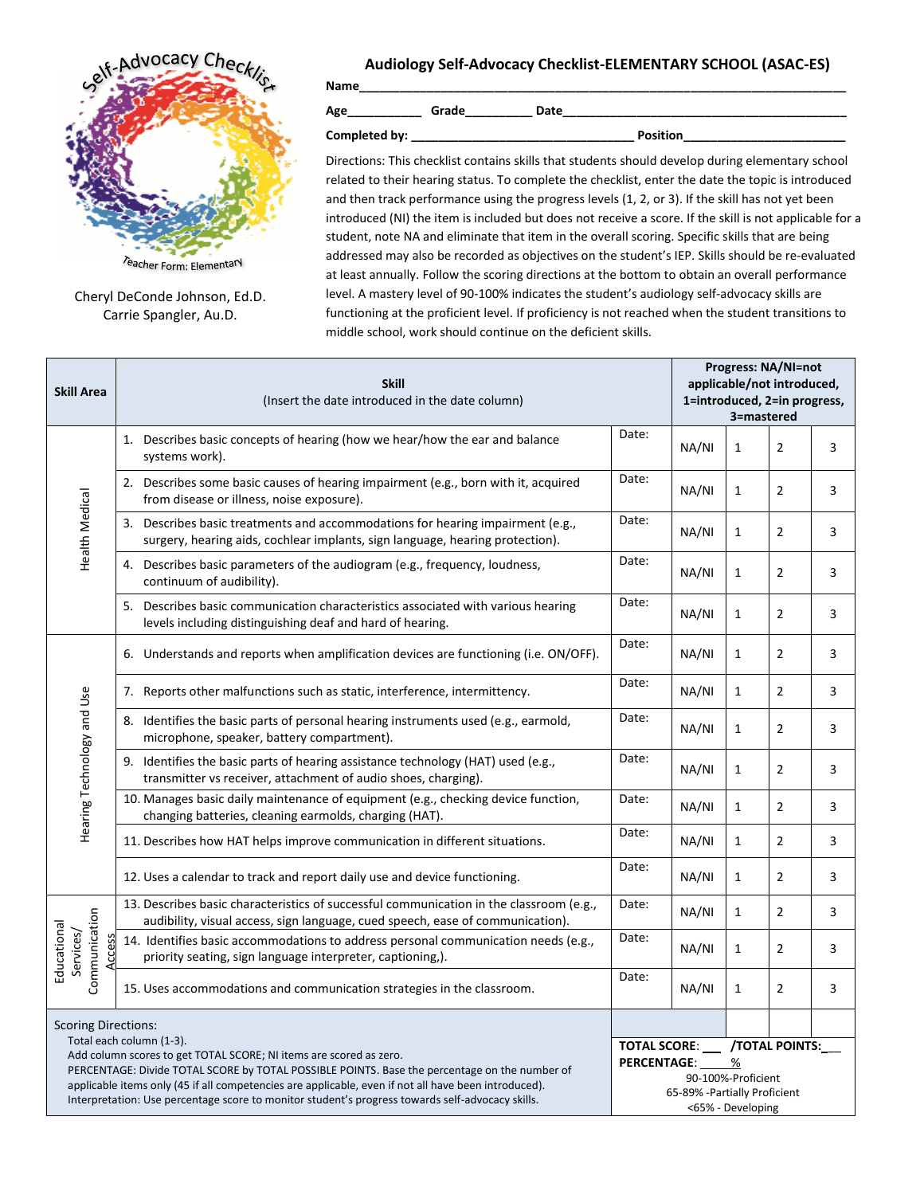Self-Advocacy Checklist

Teacher Form: Elementary

Cheryl DeConde Johnson, Ed.D.
Carrie Spangler, Au.D.

# Audiology Self-Advocacy Checklist-ELEMENTARY SCHOOL (ASAC-ES)

**Name**______________________________________________________________

**Age**___________ **Grade**_________ **Date**__________________________________

**Completed by:** _______________________________ **Position**_______________________

Directions: This checklist contains skills that students should develop during elementary school related to their hearing status. To complete the checklist, enter the date the topic is introduced and then track performance using the progress levels (1, 2, or 3). If the skill has not yet been introduced (NI) the item is included but does not receive a score. If the skill is not applicable for a student, note NA and eliminate that item in the overall scoring. Specific skills that are being addressed may also be recorded as objectives on the student's IEP. Skills should be re-evaluated at least annually. Follow the scoring directions at the bottom to obtain an overall performance level. A mastery level of 90-100% indicates the student's audiology self-advocacy skills are functioning at the proficient level. If proficiency is not reached when the student transitions to middle school, work should continue on the deficient skills.

| Skill Area | Skill (Insert the date introduced in the date column) | | Progress: NA/NI=not applicable/not introduced, 1=introduced, 2=in progress, 3=mastered | | | |
|---|---|---|---|---|---|---|
| Health Medical | 1. Describes basic concepts of hearing (how we hear/how the ear and balance systems work). | Date: | NA/NI | 1 | 2 | 3 |
| | 2. Describes some basic causes of hearing impairment (e.g., born with it, acquired from disease or illness, noise exposure). | Date: | NA/NI | 1 | 2 | 3 |
| | 3. Describes basic treatments and accommodations for hearing impairment (e.g., surgery, hearing aids, cochlear implants, sign language, hearing protection). | Date: | NA/NI | 1 | 2 | 3 |
| | 4. Describes basic parameters of the audiogram (e.g., frequency, loudness, continuum of audibility). | Date: | NA/NI | 1 | 2 | 3 |
| | 5. Describes basic communication characteristics associated with various hearing levels including distinguishing deaf and hard of hearing. | Date: | NA/NI | 1 | 2 | 3 |
| Hearing Technology and Use | 6. Understands and reports when amplification devices are functioning (i.e. ON/OFF). | Date: | NA/NI | 1 | 2 | 3 |
| | 7. Reports other malfunctions such as static, interference, intermittency. | Date: | NA/NI | 1 | 2 | 3 |
| | 8. Identifies the basic parts of personal hearing instruments used (e.g., earmold, microphone, speaker, battery compartment). | Date: | NA/NI | 1 | 2 | 3 |
| | 9. Identifies the basic parts of hearing assistance technology (HAT) used (e.g., transmitter vs receiver, attachment of audio shoes, charging). | Date: | NA/NI | 1 | 2 | 3 |
| | 10. Manages basic daily maintenance of equipment (e.g., checking device function, changing batteries, cleaning earmolds, charging (HAT). | Date: | NA/NI | 1 | 2 | 3 |
| | 11. Describes how HAT helps improve communication in different situations. | Date: | NA/NI | 1 | 2 | 3 |
| | 12. Uses a calendar to track and report daily use and device functioning. | Date: | NA/NI | 1 | 2 | 3 |
| Educational Services/ Communication Access | 13. Describes basic characteristics of successful communication in the classroom (e.g., audibility, visual access, sign language, cued speech, ease of communication). | Date: | NA/NI | 1 | 2 | 3 |
| | 14. Identifies basic accommodations to address personal communication needs (e.g., priority seating, sign language interpreter, captioning,). | Date: | NA/NI | 1 | 2 | 3 |
| | 15. Uses accommodations and communication strategies in the classroom. | Date: | NA/NI | 1 | 2 | 3 |
| Scoring Directions: Total each column (1-3). Add column scores to get TOTAL SCORE; NI items are scored as zero. PERCENTAGE: Divide TOTAL SCORE by TOTAL POSSIBLE POINTS. Base the percentage on the number of applicable items only (45 if all competencies are applicable, even if not all have been introduced). Interpretation: Use percentage score to monitor student's progress towards self-advocacy skills. | | | **TOTAL SCORE**: ___ **/TOTAL POINTS:**___ **PERCENTAGE**: _____% 90-100%-Proficient 65-89% -Partially Proficient <65% - Developing | | | |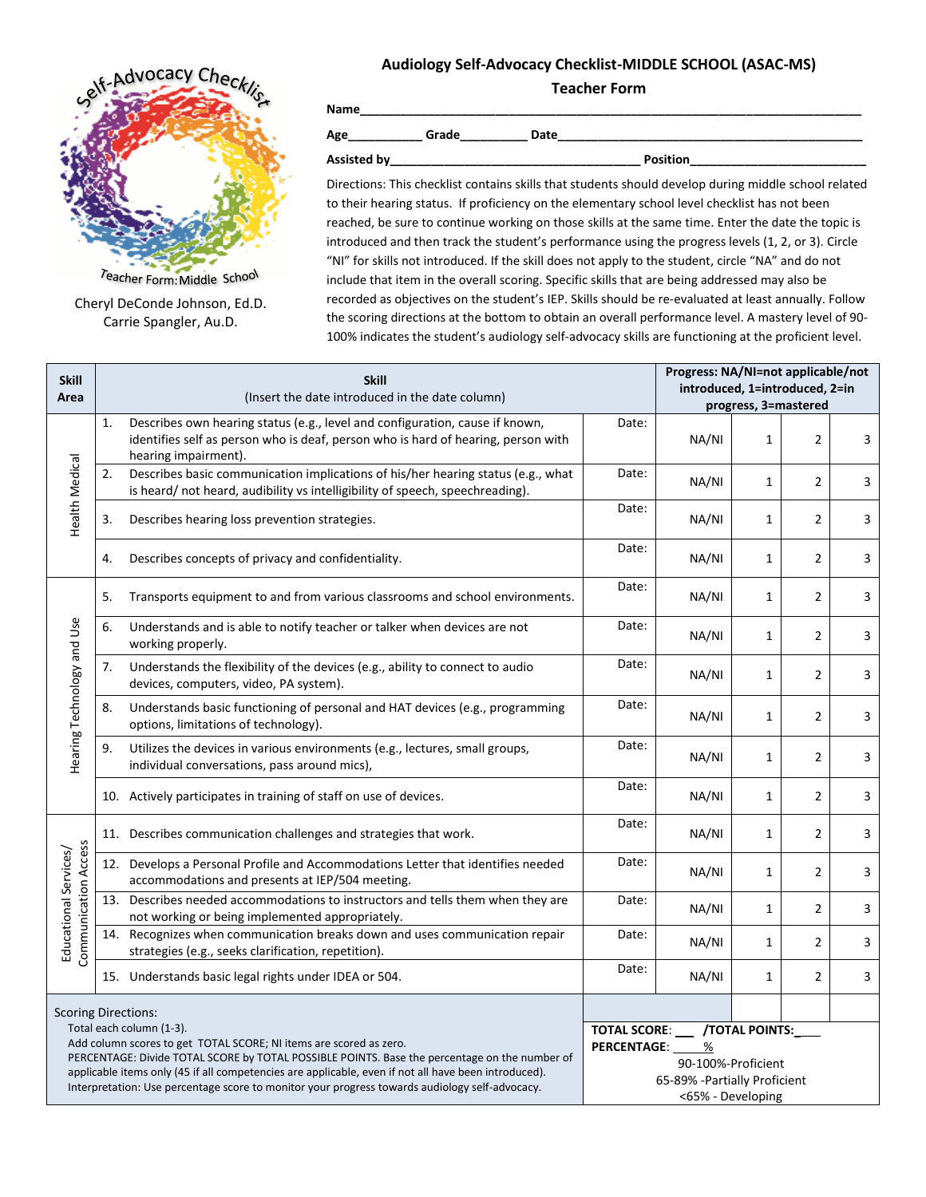Self-Advocacy Checklist

Teacher Form: Middle School

Cheryl DeConde Johnson, Ed.D.
Carrie Spangler, Au.D.

# Audiology Self-Advocacy Checklist-MIDDLE SCHOOL (ASAC-MS)

## Teacher Form

**Name**\_\_\_\_\_\_\_\_\_\_\_\_\_\_\_\_\_\_\_\_\_\_\_\_\_\_\_\_\_\_\_\_\_\_\_\_\_\_\_\_\_\_\_\_\_\_\_\_\_\_\_\_\_\_\_\_\_\_\_\_\_\_\_\_

**Age**\_\_\_\_\_\_\_\_\_\_ **Grade**\_\_\_\_\_\_\_\_\_ **Date**\_\_\_\_\_\_\_\_\_\_\_\_\_\_\_\_\_\_\_\_\_\_\_\_\_\_\_\_\_\_\_\_\_\_\_\_\_\_\_\_

**Assisted by**\_\_\_\_\_\_\_\_\_\_\_\_\_\_\_\_\_\_\_\_\_\_\_\_\_\_\_\_\_\_\_\_\_\_ **Position**\_\_\_\_\_\_\_\_\_\_\_\_\_\_\_\_\_\_\_\_\_\_\_\_

Directions: This checklist contains skills that students should develop during middle school related to their hearing status. If proficiency on the elementary school level checklist has not been reached, be sure to continue working on those skills at the same time. Enter the date the topic is introduced and then track the student's performance using the progress levels (1, 2, or 3). Circle "NI" for skills not introduced. If the skill does not apply to the student, circle "NA" and do not include that item in the overall scoring. Specific skills that are being addressed may also be recorded as objectives on the student's IEP. Skills should be re-evaluated at least annually. Follow the scoring directions at the bottom to obtain an overall performance level. A mastery level of 90-100% indicates the student's audiology self-advocacy skills are functioning at the proficient level.

| Skill Area | Skill (Insert the date introduced in the date column) | | Progress: NA/NI=not applicable/not introduced, 1=introduced, 2=in progress, 3=mastered | | | |
|---|---|---|---|---|---|---|
| Health Medical | 1. Describes own hearing status (e.g., level and configuration, cause if known, identifies self as person who is deaf, person who is hard of hearing, person with hearing impairment). | Date: | NA/NI | 1 | 2 | 3 |
| | 2. Describes basic communication implications of his/her hearing status (e.g., what is heard/ not heard, audibility vs intelligibility of speech, speechreading). | Date: | NA/NI | 1 | 2 | 3 |
| | 3. Describes hearing loss prevention strategies. | Date: | NA/NI | 1 | 2 | 3 |
| | 4. Describes concepts of privacy and confidentiality. | Date: | NA/NI | 1 | 2 | 3 |
| Hearing Technology and Use | 5. Transports equipment to and from various classrooms and school environments. | Date: | NA/NI | 1 | 2 | 3 |
| | 6. Understands and is able to notify teacher or talker when devices are not working properly. | Date: | NA/NI | 1 | 2 | 3 |
| | 7. Understands the flexibility of the devices (e.g., ability to connect to audio devices, computers, video, PA system). | Date: | NA/NI | 1 | 2 | 3 |
| | 8. Understands basic functioning of personal and HAT devices (e.g., programming options, limitations of technology). | Date: | NA/NI | 1 | 2 | 3 |
| | 9. Utilizes the devices in various environments (e.g., lectures, small groups, individual conversations, pass around mics), | Date: | NA/NI | 1 | 2 | 3 |
| | 10. Actively participates in training of staff on use of devices. | Date: | NA/NI | 1 | 2 | 3 |
| Educational Services/ Communication Access | 11. Describes communication challenges and strategies that work. | Date: | NA/NI | 1 | 2 | 3 |
| | 12. Develops a Personal Profile and Accommodations Letter that identifies needed accommodations and presents at IEP/504 meeting. | Date: | NA/NI | 1 | 2 | 3 |
| | 13. Describes needed accommodations to instructors and tells them when they are not working or being implemented appropriately. | Date: | NA/NI | 1 | 2 | 3 |
| | 14. Recognizes when communication breaks down and uses communication repair strategies (e.g., seeks clarification, repetition). | Date: | NA/NI | 1 | 2 | 3 |
| | 15. Understands basic legal rights under IDEA or 504. | Date: | NA/NI | 1 | 2 | 3 |

Scoring Directions:
Total each column (1-3).
Add column scores to get TOTAL SCORE; NI items are scored as zero.
PERCENTAGE: Divide TOTAL SCORE by TOTAL POSSIBLE POINTS. Base the percentage on the number of applicable items only (45 if all competencies are applicable, even if not all have been introduced).
Interpretation: Use percentage score to monitor your progress towards audiology self-advocacy.

**TOTAL SCORE**: \_\_\_ **/TOTAL POINTS:**\_\_\_\_
**PERCENTAGE**: \_\_\_\_\_%
90-100%-Proficient
65-89% -Partially Proficient
<65% - Developing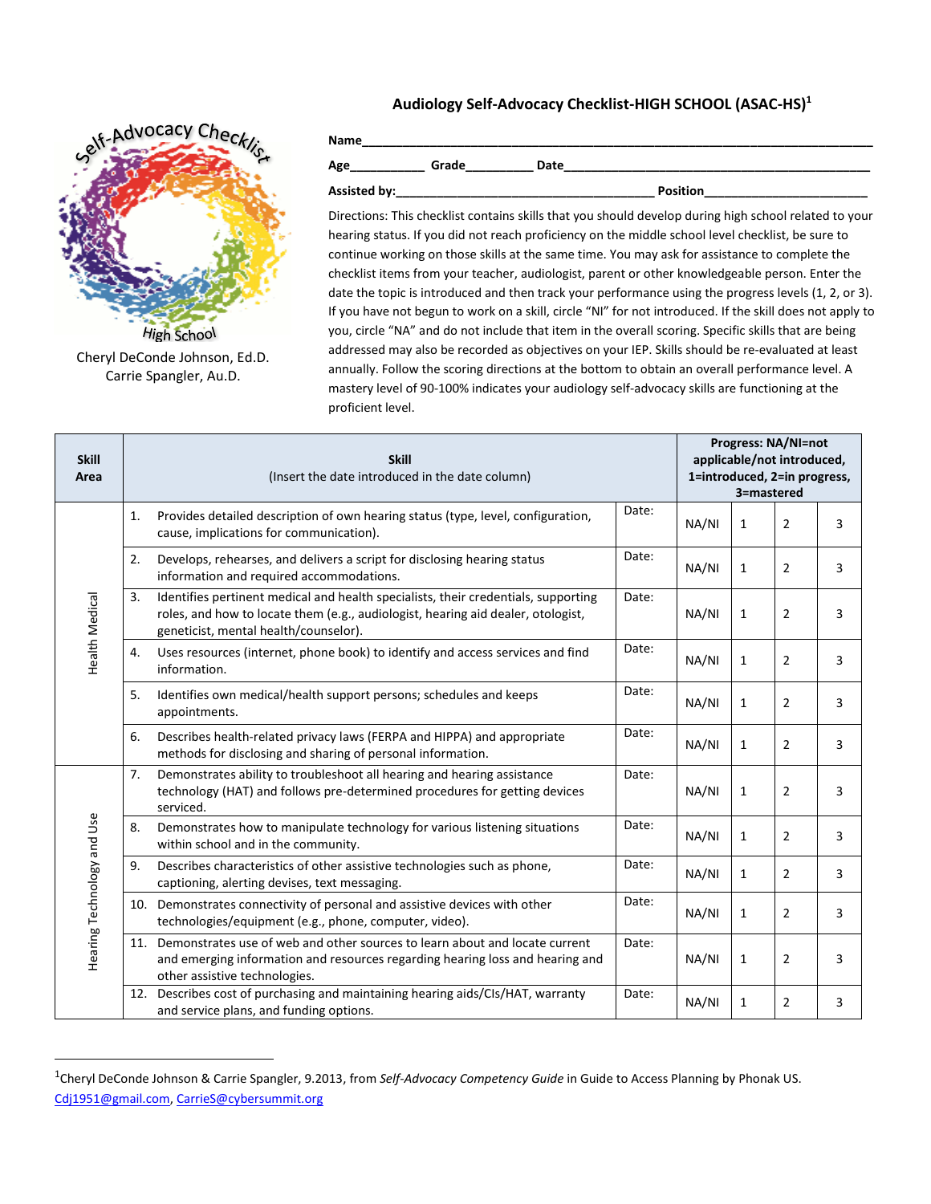# Audiology Self-Advocacy Checklist-HIGH SCHOOL (ASAC-HS)[1]

Self-Advocacy Checklist

High School

Cheryl DeConde Johnson, Ed.D.
Carrie Spangler, Au.D.

**Name**\_\_\_\_\_\_\_\_\_\_\_\_\_\_\_\_\_\_\_\_\_\_\_\_\_\_\_\_\_\_\_\_\_\_\_\_\_\_\_\_\_\_\_\_\_\_\_\_\_\_\_\_\_\_\_\_\_\_\_\_\_\_\_\_\_\_\_\_\_\_

**Age**\_\_\_\_\_\_\_\_\_\_\_ **Grade**\_\_\_\_\_\_\_\_\_ **Date**\_\_\_\_\_\_\_\_\_\_\_\_\_\_\_\_\_\_\_\_\_\_\_\_\_\_\_\_\_\_\_\_\_\_\_\_\_\_\_\_\_

**Assisted by:**\_\_\_\_\_\_\_\_\_\_\_\_\_\_\_\_\_\_\_\_\_\_\_\_\_\_\_\_\_\_\_\_\_\_\_\_\_ **Position**\_\_\_\_\_\_\_\_\_\_\_\_\_\_\_\_\_\_\_\_\_\_\_

Directions: This checklist contains skills that you should develop during high school related to your hearing status. If you did not reach proficiency on the middle school level checklist, be sure to continue working on those skills at the same time. You may ask for assistance to complete the checklist items from your teacher, audiologist, parent or other knowledgeable person. Enter the date the topic is introduced and then track your performance using the progress levels (1, 2, or 3). If you have not begun to work on a skill, circle "NI" for not introduced. If the skill does not apply to you, circle "NA" and do not include that item in the overall scoring. Specific skills that are being addressed may also be recorded as objectives on your IEP. Skills should be re-evaluated at least annually. Follow the scoring directions at the bottom to obtain an overall performance level. A mastery level of 90-100% indicates your audiology self-advocacy skills are functioning at the proficient level.

| Skill Area | Skill (Insert the date introduced in the date column) | | Progress: NA/NI=not applicable/not introduced, 1=introduced, 2=in progress, 3=mastered | | | |
|---|---|---|---|---|---|---|
| Health Medical | 1. Provides detailed description of own hearing status (type, level, configuration, cause, implications for communication). | Date: | NA/NI | 1 | 2 | 3 |
| | 2. Develops, rehearses, and delivers a script for disclosing hearing status information and required accommodations. | Date: | NA/NI | 1 | 2 | 3 |
| | 3. Identifies pertinent medical and health specialists, their credentials, supporting roles, and how to locate them (e.g., audiologist, hearing aid dealer, otologist, geneticist, mental health/counselor). | Date: | NA/NI | 1 | 2 | 3 |
| | 4. Uses resources (internet, phone book) to identify and access services and find information. | Date: | NA/NI | 1 | 2 | 3 |
| | 5. Identifies own medical/health support persons; schedules and keeps appointments. | Date: | NA/NI | 1 | 2 | 3 |
| | 6. Describes health-related privacy laws (FERPA and HIPPA) and appropriate methods for disclosing and sharing of personal information. | Date: | NA/NI | 1 | 2 | 3 |
| Hearing Technology and Use | 7. Demonstrates ability to troubleshoot all hearing and hearing assistance technology (HAT) and follows pre-determined procedures for getting devices serviced. | Date: | NA/NI | 1 | 2 | 3 |
| | 8. Demonstrates how to manipulate technology for various listening situations within school and in the community. | Date: | NA/NI | 1 | 2 | 3 |
| | 9. Describes characteristics of other assistive technologies such as phone, captioning, alerting devises, text messaging. | Date: | NA/NI | 1 | 2 | 3 |
| | 10. Demonstrates connectivity of personal and assistive devices with other technologies/equipment (e.g., phone, computer, video). | Date: | NA/NI | 1 | 2 | 3 |
| | 11. Demonstrates use of web and other sources to learn about and locate current and emerging information and resources regarding hearing loss and hearing and other assistive technologies. | Date: | NA/NI | 1 | 2 | 3 |
| | 12. Describes cost of purchasing and maintaining hearing aids/CIs/HAT, warranty and service plans, and funding options. | Date: | NA/NI | 1 | 2 | 3 |

[1]Cheryl DeConde Johnson & Carrie Spangler, 9.2013, from *Self-Advocacy Competency Guide* in Guide to Access Planning by Phonak US. Cdj1951@gmail.com, CarrieS@cybersummit.org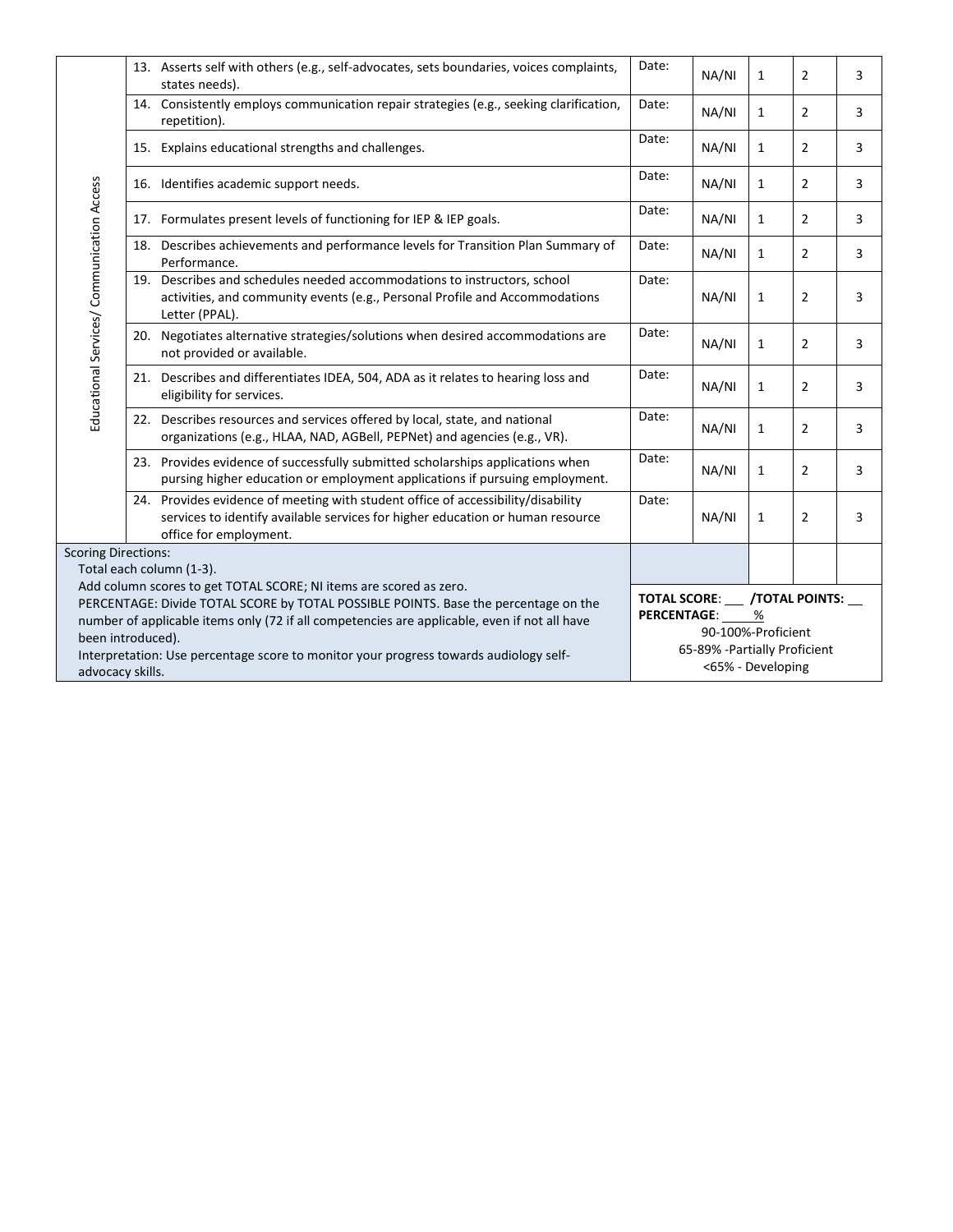| | | | | | | |
|---|---|---|---|---|---|---|
| Educational Services/ Communication Access | 13. Asserts self with others (e.g., self-advocates, sets boundaries, voices complaints, states needs). | Date: | NA/NI | 1 | 2 | 3 |
| | 14. Consistently employs communication repair strategies (e.g., seeking clarification, repetition). | Date: | NA/NI | 1 | 2 | 3 |
| | 15. Explains educational strengths and challenges. | Date: | NA/NI | 1 | 2 | 3 |
| | 16. Identifies academic support needs. | Date: | NA/NI | 1 | 2 | 3 |
| | 17. Formulates present levels of functioning for IEP & IEP goals. | Date: | NA/NI | 1 | 2 | 3 |
| | 18. Describes achievements and performance levels for Transition Plan Summary of Performance. | Date: | NA/NI | 1 | 2 | 3 |
| | 19. Describes and schedules needed accommodations to instructors, school activities, and community events (e.g., Personal Profile and Accommodations Letter (PPAL). | Date: | NA/NI | 1 | 2 | 3 |
| | 20. Negotiates alternative strategies/solutions when desired accommodations are not provided or available. | Date: | NA/NI | 1 | 2 | 3 |
| | 21. Describes and differentiates IDEA, 504, ADA as it relates to hearing loss and eligibility for services. | Date: | NA/NI | 1 | 2 | 3 |
| | 22. Describes resources and services offered by local, state, and national organizations (e.g., HLAA, NAD, AGBell, PEPNet) and agencies (e.g., VR). | Date: | NA/NI | 1 | 2 | 3 |
| | 23. Provides evidence of successfully submitted scholarships applications when pursing higher education or employment applications if pursuing employment. | Date: | NA/NI | 1 | 2 | 3 |
| | 24. Provides evidence of meeting with student office of accessibility/disability services to identify available services for higher education or human resource office for employment. | Date: | NA/NI | 1 | 2 | 3 |
| Scoring Directions: Total each column (1-3). Add column scores to get TOTAL SCORE; NI items are scored as zero. PERCENTAGE: Divide TOTAL SCORE by TOTAL POSSIBLE POINTS. Base the percentage on the number of applicable items only (72 if all competencies are applicable, even if not all have been introduced). Interpretation: Use percentage score to monitor your progress towards audiology self-advocacy skills. | | | | | | |
| | | **TOTAL SCORE**: ___ **/TOTAL POINTS**: ___ **PERCENTAGE**: ___% 90-100%-Proficient 65-89% -Partially Proficient <65% - Developing | | | | |